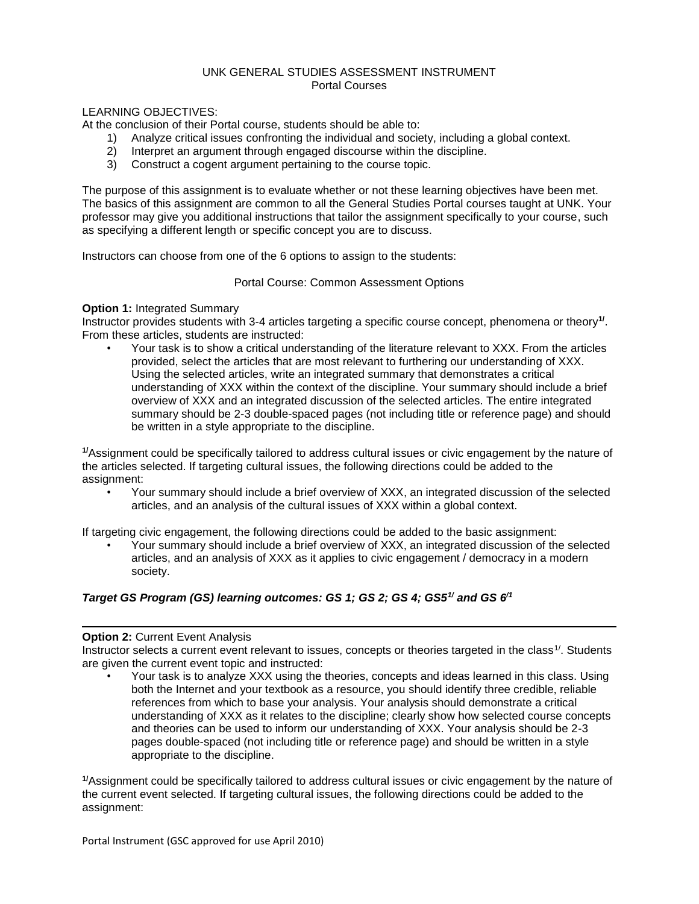# UNK GENERAL STUDIES ASSESSMENT INSTRUMENT
## Portal Courses

LEARNING OBJECTIVES:
At the conclusion of their Portal course, students should be able to:

1) Analyze critical issues confronting the individual and society, including a global context.
2) Interpret an argument through engaged discourse within the discipline.
3) Construct a cogent argument pertaining to the course topic.

The purpose of this assignment is to evaluate whether or not these learning objectives have been met. The basics of this assignment are common to all the General Studies Portal courses taught at UNK. Your professor may give you additional instructions that tailor the assignment specifically to your course, such as specifying a different length or specific concept you are to discuss.

Instructors can choose from one of the 6 options to assign to the students:

### Portal Course: Common Assessment Options

**Option 1:** Integrated Summary
Instructor provides students with 3-4 articles targeting a specific course concept, phenomena or theory[1/]. From these articles, students are instructed:

- Your task is to show a critical understanding of the literature relevant to XXX. From the articles provided, select the articles that are most relevant to furthering our understanding of XXX. Using the selected articles, write an integrated summary that demonstrates a critical understanding of XXX within the context of the discipline. Your summary should include a brief overview of XXX and an integrated discussion of the selected articles. The entire integrated summary should be 2-3 double-spaced pages (not including title or reference page) and should be written in a style appropriate to the discipline.

[1/]Assignment could be specifically tailored to address cultural issues or civic engagement by the nature of the articles selected. If targeting cultural issues, the following directions could be added to the assignment:

- Your summary should include a brief overview of XXX, an integrated discussion of the selected articles, and an analysis of the cultural issues of XXX within a global context.

If targeting civic engagement, the following directions could be added to the basic assignment:

- Your summary should include a brief overview of XXX, an integrated discussion of the selected articles, and an analysis of XXX as it applies to civic engagement / democracy in a modern society.

***Target GS Program (GS) learning outcomes: GS 1; GS 2; GS 4; GS5[1/] and GS 6[/1]***

---

**Option 2:** Current Event Analysis
Instructor selects a current event relevant to issues, concepts or theories targeted in the class[1/]. Students are given the current event topic and instructed:

- Your task is to analyze XXX using the theories, concepts and ideas learned in this class. Using both the Internet and your textbook as a resource, you should identify three credible, reliable references from which to base your analysis. Your analysis should demonstrate a critical understanding of XXX as it relates to the discipline; clearly show how selected course concepts and theories can be used to inform our understanding of XXX. Your analysis should be 2-3 pages double-spaced (not including title or reference page) and should be written in a style appropriate to the discipline.

[1/]Assignment could be specifically tailored to address cultural issues or civic engagement by the nature of the current event selected. If targeting cultural issues, the following directions could be added to the assignment: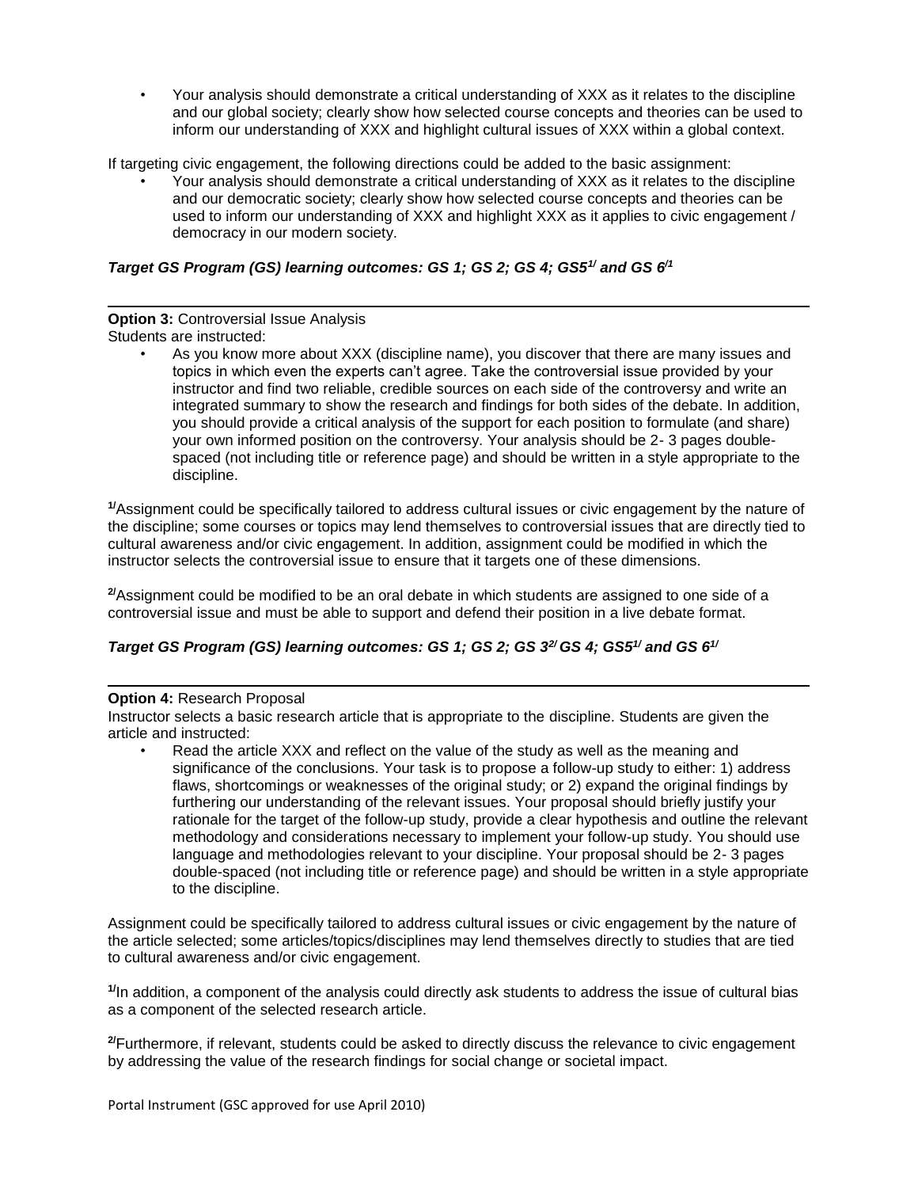- Your analysis should demonstrate a critical understanding of XXX as it relates to the discipline and our global society; clearly show how selected course concepts and theories can be used to inform our understanding of XXX and highlight cultural issues of XXX within a global context.

If targeting civic engagement, the following directions could be added to the basic assignment:

- Your analysis should demonstrate a critical understanding of XXX as it relates to the discipline and our democratic society; clearly show how selected course concepts and theories can be used to inform our understanding of XXX and highlight XXX as it applies to civic engagement / democracy in our modern society.

***Target GS Program (GS) learning outcomes: GS 1; GS 2; GS 4; GS5[1/] and GS 6[/1]***

---

**Option 3:** Controversial Issue Analysis

Students are instructed:

- As you know more about XXX (discipline name), you discover that there are many issues and topics in which even the experts can't agree. Take the controversial issue provided by your instructor and find two reliable, credible sources on each side of the controversy and write an integrated summary to show the research and findings for both sides of the debate. In addition, you should provide a critical analysis of the support for each position to formulate (and share) your own informed position on the controversy. Your analysis should be 2- 3 pages double-spaced (not including title or reference page) and should be written in a style appropriate to the discipline.

**[1/]**Assignment could be specifically tailored to address cultural issues or civic engagement by the nature of the discipline; some courses or topics may lend themselves to controversial issues that are directly tied to cultural awareness and/or civic engagement. In addition, assignment could be modified in which the instructor selects the controversial issue to ensure that it targets one of these dimensions.

**[2/]**Assignment could be modified to be an oral debate in which students are assigned to one side of a controversial issue and must be able to support and defend their position in a live debate format.

***Target GS Program (GS) learning outcomes: GS 1; GS 2; GS 3[2/] GS 4; GS5[1/] and GS 6[1/]***

---

**Option 4:** Research Proposal

Instructor selects a basic research article that is appropriate to the discipline. Students are given the article and instructed:

- Read the article XXX and reflect on the value of the study as well as the meaning and significance of the conclusions. Your task is to propose a follow-up study to either: 1) address flaws, shortcomings or weaknesses of the original study; or 2) expand the original findings by furthering our understanding of the relevant issues. Your proposal should briefly justify your rationale for the target of the follow-up study, provide a clear hypothesis and outline the relevant methodology and considerations necessary to implement your follow-up study. You should use language and methodologies relevant to your discipline. Your proposal should be 2- 3 pages double-spaced (not including title or reference page) and should be written in a style appropriate to the discipline.

Assignment could be specifically tailored to address cultural issues or civic engagement by the nature of the article selected; some articles/topics/disciplines may lend themselves directly to studies that are tied to cultural awareness and/or civic engagement.

**[1/]**In addition, a component of the analysis could directly ask students to address the issue of cultural bias as a component of the selected research article.

**[2/]**Furthermore, if relevant, students could be asked to directly discuss the relevance to civic engagement by addressing the value of the research findings for social change or societal impact.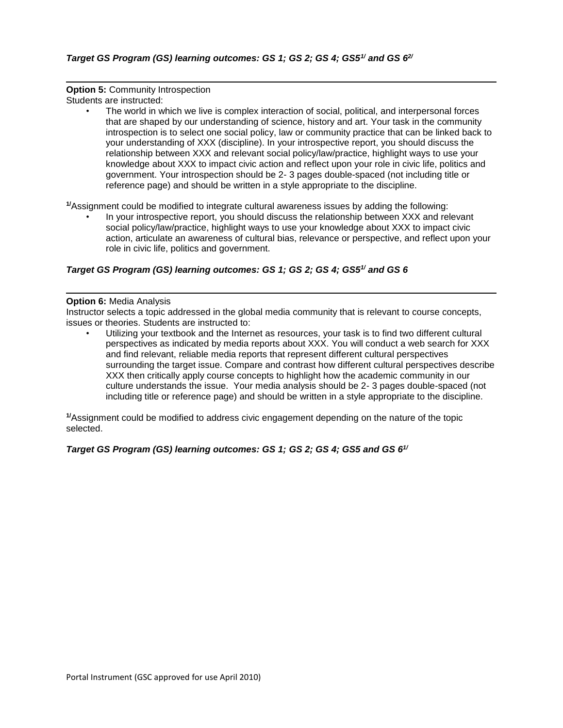***Target GS Program (GS) learning outcomes: GS 1; GS 2; GS 4; GS5[1/] and GS 6[2/]***

---

**Option 5:** Community Introspection

Students are instructed:

- The world in which we live is complex interaction of social, political, and interpersonal forces that are shaped by our understanding of science, history and art. Your task in the community introspection is to select one social policy, law or community practice that can be linked back to your understanding of XXX (discipline). In your introspective report, you should discuss the relationship between XXX and relevant social policy/law/practice, highlight ways to use your knowledge about XXX to impact civic action and reflect upon your role in civic life, politics and government. Your introspection should be 2- 3 pages double-spaced (not including title or reference page) and should be written in a style appropriate to the discipline.

**[1/]**Assignment could be modified to integrate cultural awareness issues by adding the following:

- In your introspective report, you should discuss the relationship between XXX and relevant social policy/law/practice, highlight ways to use your knowledge about XXX to impact civic action, articulate an awareness of cultural bias, relevance or perspective, and reflect upon your role in civic life, politics and government.

***Target GS Program (GS) learning outcomes: GS 1; GS 2; GS 4; GS5[1/] and GS 6***

---

**Option 6:** Media Analysis

Instructor selects a topic addressed in the global media community that is relevant to course concepts, issues or theories. Students are instructed to:

- Utilizing your textbook and the Internet as resources, your task is to find two different cultural perspectives as indicated by media reports about XXX. You will conduct a web search for XXX and find relevant, reliable media reports that represent different cultural perspectives surrounding the target issue. Compare and contrast how different cultural perspectives describe XXX then critically apply course concepts to highlight how the academic community in our culture understands the issue. Your media analysis should be 2- 3 pages double-spaced (not including title or reference page) and should be written in a style appropriate to the discipline.

**[1/]**Assignment could be modified to address civic engagement depending on the nature of the topic selected.

***Target GS Program (GS) learning outcomes: GS 1; GS 2; GS 4; GS5 and GS 6[1/]***

Portal Instrument (GSC approved for use April 2010)